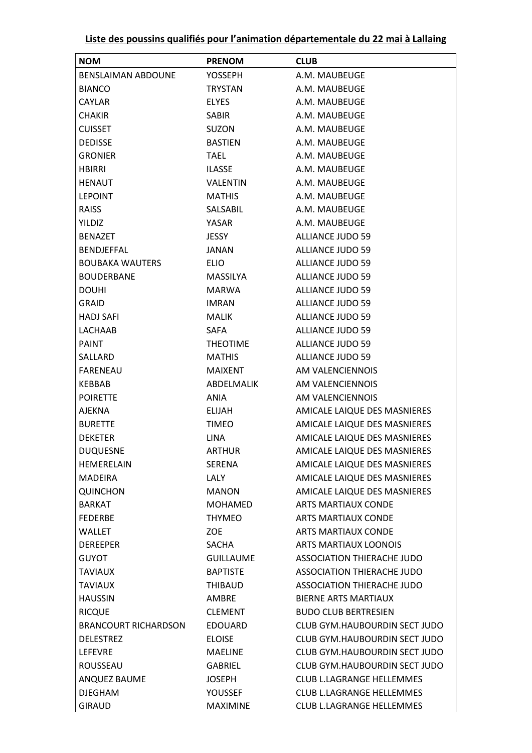**Liste des poussins qualifiés pour l'animation départementale du 22 mai à Lallaing**

| NOM | PRENOM | CLUB |
| --- | --- | --- |
| BENSLAIMAN ABDOUNE | YOSSEPH | A.M. MAUBEUGE |
| BIANCO | TRYSTAN | A.M. MAUBEUGE |
| CAYLAR | ELYES | A.M. MAUBEUGE |
| CHAKIR | SABIR | A.M. MAUBEUGE |
| CUISSET | SUZON | A.M. MAUBEUGE |
| DEDISSE | BASTIEN | A.M. MAUBEUGE |
| GRONIER | TAEL | A.M. MAUBEUGE |
| HBIRRI | ILASSE | A.M. MAUBEUGE |
| HENAUT | VALENTIN | A.M. MAUBEUGE |
| LEPOINT | MATHIS | A.M. MAUBEUGE |
| RAISS | SALSABIL | A.M. MAUBEUGE |
| YILDIZ | YASAR | A.M. MAUBEUGE |
| BENAZET | JESSY | ALLIANCE JUDO 59 |
| BENDJEFFAL | JANAN | ALLIANCE JUDO 59 |
| BOUBAKA WAUTERS | ELIO | ALLIANCE JUDO 59 |
| BOUDERBANE | MASSILYA | ALLIANCE JUDO 59 |
| DOUHI | MARWA | ALLIANCE JUDO 59 |
| GRAID | IMRAN | ALLIANCE JUDO 59 |
| HADJ SAFI | MALIK | ALLIANCE JUDO 59 |
| LACHAAB | SAFA | ALLIANCE JUDO 59 |
| PAINT | THEOTIME | ALLIANCE JUDO 59 |
| SALLARD | MATHIS | ALLIANCE JUDO 59 |
| FARENEAU | MAIXENT | AM VALENCIENNOIS |
| KEBBAB | ABDELMALIK | AM VALENCIENNOIS |
| POIRETTE | ANIA | AM VALENCIENNOIS |
| AJEKNA | ELIJAH | AMICALE LAIQUE DES MASNIERES |
| BURETTE | TIMEO | AMICALE LAIQUE DES MASNIERES |
| DEKETER | LINA | AMICALE LAIQUE DES MASNIERES |
| DUQUESNE | ARTHUR | AMICALE LAIQUE DES MASNIERES |
| HEMERELAIN | SERENA | AMICALE LAIQUE DES MASNIERES |
| MADEIRA | LALY | AMICALE LAIQUE DES MASNIERES |
| QUINCHON | MANON | AMICALE LAIQUE DES MASNIERES |
| BARKAT | MOHAMED | ARTS MARTIAUX CONDE |
| FEDERBE | THYMEO | ARTS MARTIAUX CONDE |
| WALLET | ZOE | ARTS MARTIAUX CONDE |
| DEREEPER | SACHA | ARTS MARTIAUX LOONOIS |
| GUYOT | GUILLAUME | ASSOCIATION THIERACHE JUDO |
| TAVIAUX | BAPTISTE | ASSOCIATION THIERACHE JUDO |
| TAVIAUX | THIBAUD | ASSOCIATION THIERACHE JUDO |
| HAUSSIN | AMBRE | BIERNE ARTS MARTIAUX |
| RICQUE | CLEMENT | BUDO CLUB BERTRESIEN |
| BRANCOURT RICHARDSON | EDOUARD | CLUB GYM.HAUBOURDIN SECT JUDO |
| DELESTREZ | ELOISE | CLUB GYM.HAUBOURDIN SECT JUDO |
| LEFEVRE | MAELINE | CLUB GYM.HAUBOURDIN SECT JUDO |
| ROUSSEAU | GABRIEL | CLUB GYM.HAUBOURDIN SECT JUDO |
| ANQUEZ BAUME | JOSEPH | CLUB L.LAGRANGE HELLEMMES |
| DJEGHAM | YOUSSEF | CLUB L.LAGRANGE HELLEMMES |
| GIRAUD | MAXIMINE | CLUB L.LAGRANGE HELLEMMES |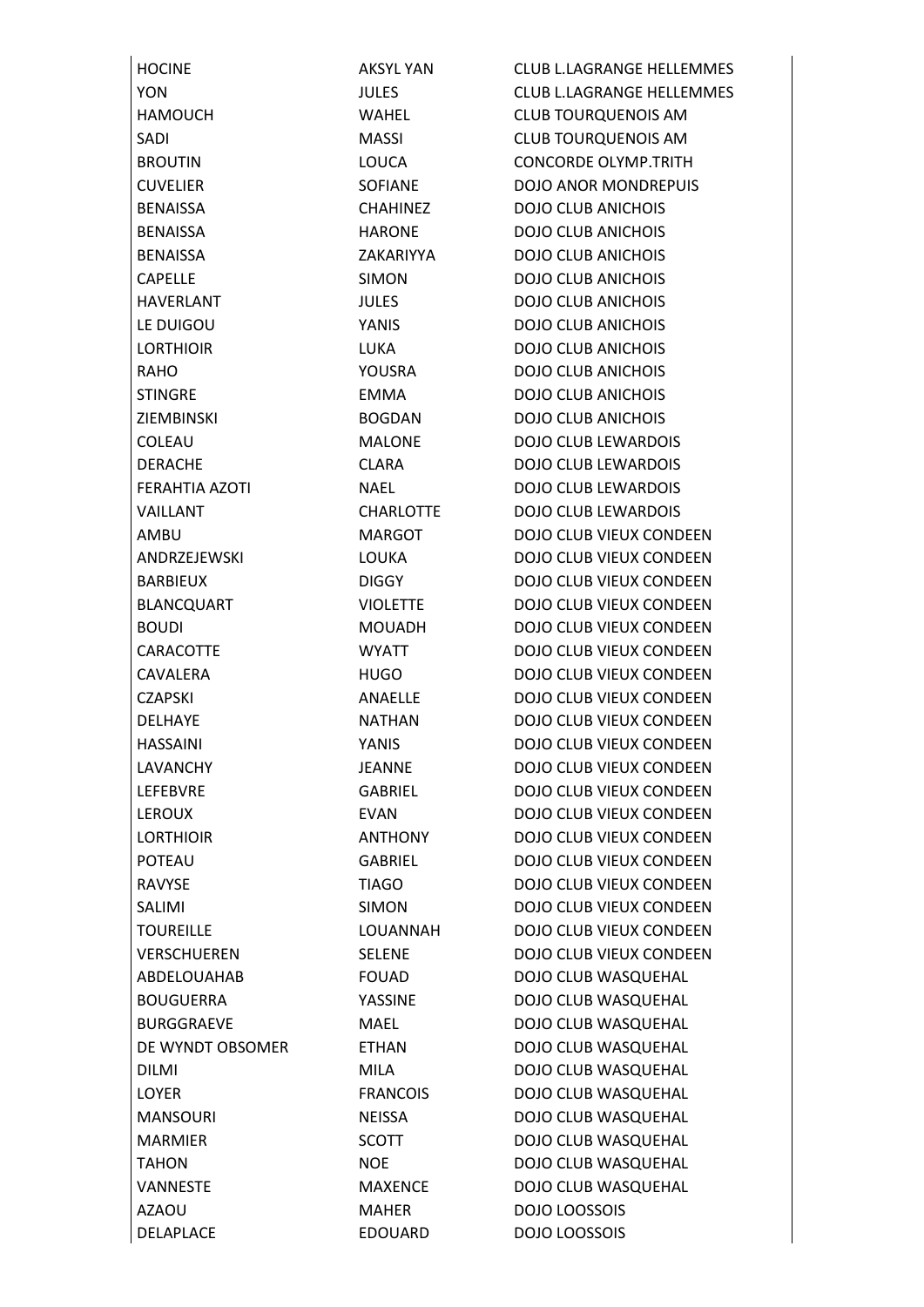| | | |
|---|---|---|
| HOCINE | AKSYL YAN | CLUB L.LAGRANGE HELLEMMES |
| YON | JULES | CLUB L.LAGRANGE HELLEMMES |
| HAMOUCH | WAHEL | CLUB TOURQUENOIS AM |
| SADI | MASSI | CLUB TOURQUENOIS AM |
| BROUTIN | LOUCA | CONCORDE OLYMP.TRITH |
| CUVELIER | SOFIANE | DOJO ANOR MONDREPUIS |
| BENAISSA | CHAHINEZ | DOJO CLUB ANICHOIS |
| BENAISSA | HARONE | DOJO CLUB ANICHOIS |
| BENAISSA | ZAKARIYYA | DOJO CLUB ANICHOIS |
| CAPELLE | SIMON | DOJO CLUB ANICHOIS |
| HAVERLANT | JULES | DOJO CLUB ANICHOIS |
| LE DUIGOU | YANIS | DOJO CLUB ANICHOIS |
| LORTHIOIR | LUKA | DOJO CLUB ANICHOIS |
| RAHO | YOUSRA | DOJO CLUB ANICHOIS |
| STINGRE | EMMA | DOJO CLUB ANICHOIS |
| ZIEMBINSKI | BOGDAN | DOJO CLUB ANICHOIS |
| COLEAU | MALONE | DOJO CLUB LEWARDOIS |
| DERACHE | CLARA | DOJO CLUB LEWARDOIS |
| FERAHTIA AZOTI | NAEL | DOJO CLUB LEWARDOIS |
| VAILLANT | CHARLOTTE | DOJO CLUB LEWARDOIS |
| AMBU | MARGOT | DOJO CLUB VIEUX CONDEEN |
| ANDRZEJEWSKI | LOUKA | DOJO CLUB VIEUX CONDEEN |
| BARBIEUX | DIGGY | DOJO CLUB VIEUX CONDEEN |
| BLANCQUART | VIOLETTE | DOJO CLUB VIEUX CONDEEN |
| BOUDI | MOUADH | DOJO CLUB VIEUX CONDEEN |
| CARACOTTE | WYATT | DOJO CLUB VIEUX CONDEEN |
| CAVALERA | HUGO | DOJO CLUB VIEUX CONDEEN |
| CZAPSKI | ANAELLE | DOJO CLUB VIEUX CONDEEN |
| DELHAYE | NATHAN | DOJO CLUB VIEUX CONDEEN |
| HASSAINI | YANIS | DOJO CLUB VIEUX CONDEEN |
| LAVANCHY | JEANNE | DOJO CLUB VIEUX CONDEEN |
| LEFEBVRE | GABRIEL | DOJO CLUB VIEUX CONDEEN |
| LEROUX | EVAN | DOJO CLUB VIEUX CONDEEN |
| LORTHIOIR | ANTHONY | DOJO CLUB VIEUX CONDEEN |
| POTEAU | GABRIEL | DOJO CLUB VIEUX CONDEEN |
| RAVYSE | TIAGO | DOJO CLUB VIEUX CONDEEN |
| SALIMI | SIMON | DOJO CLUB VIEUX CONDEEN |
| TOUREILLE | LOUANNAH | DOJO CLUB VIEUX CONDEEN |
| VERSCHUEREN | SELENE | DOJO CLUB VIEUX CONDEEN |
| ABDELOUAHAB | FOUAD | DOJO CLUB WASQUEHAL |
| BOUGUERRA | YASSINE | DOJO CLUB WASQUEHAL |
| BURGGRAEVE | MAEL | DOJO CLUB WASQUEHAL |
| DE WYNDT OBSOMER | ETHAN | DOJO CLUB WASQUEHAL |
| DILMI | MILA | DOJO CLUB WASQUEHAL |
| LOYER | FRANCOIS | DOJO CLUB WASQUEHAL |
| MANSOURI | NEISSA | DOJO CLUB WASQUEHAL |
| MARMIER | SCOTT | DOJO CLUB WASQUEHAL |
| TAHON | NOE | DOJO CLUB WASQUEHAL |
| VANNESTE | MAXENCE | DOJO CLUB WASQUEHAL |
| AZAOU | MAHER | DOJO LOOSSOIS |
| DELAPLACE | EDOUARD | DOJO LOOSSOIS |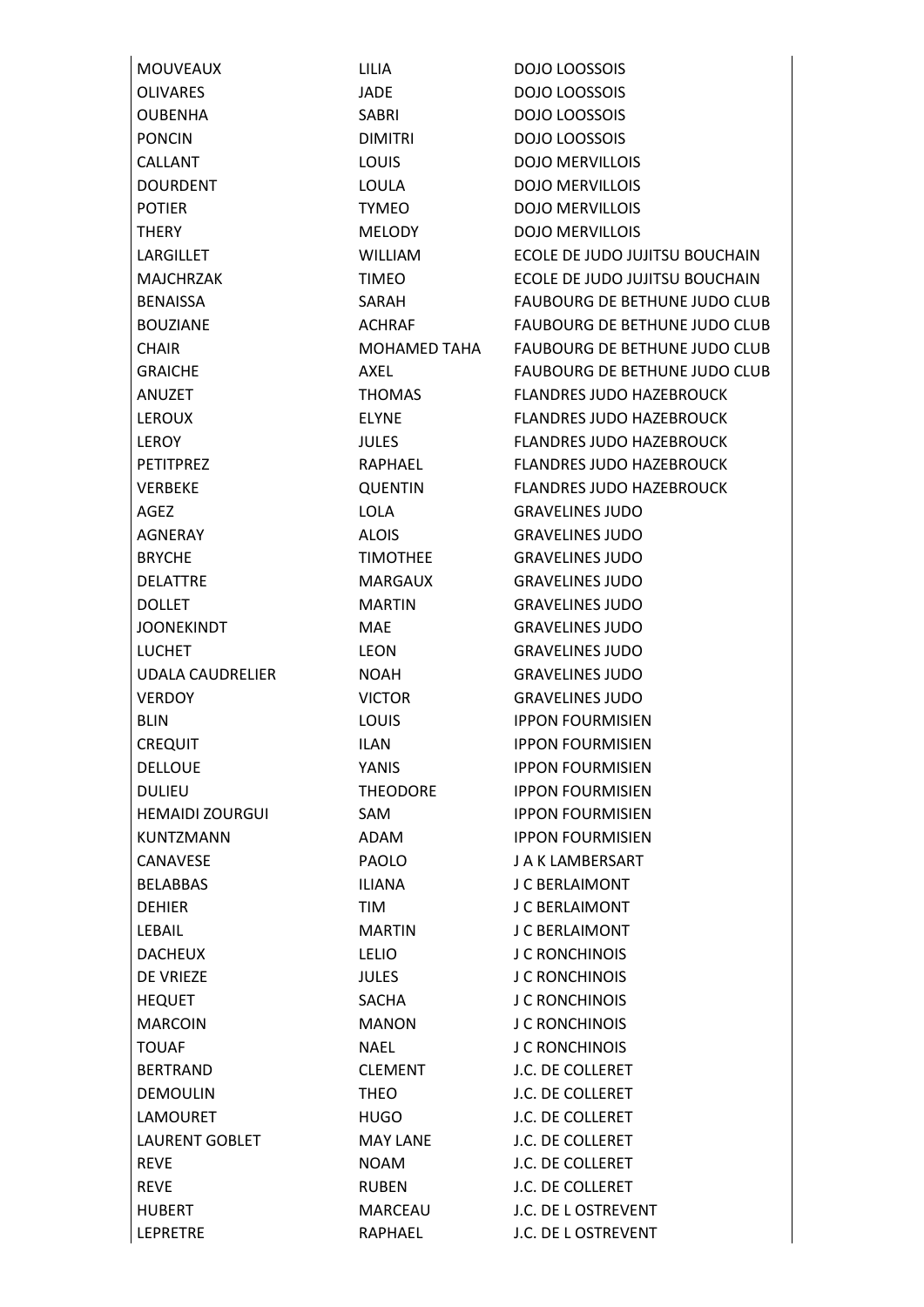| | | |
|---|---|---|
| MOUVEAUX | LILIA | DOJO LOOSSOIS |
| OLIVARES | JADE | DOJO LOOSSOIS |
| OUBENHA | SABRI | DOJO LOOSSOIS |
| PONCIN | DIMITRI | DOJO LOOSSOIS |
| CALLANT | LOUIS | DOJO MERVILLOIS |
| DOURDENT | LOULA | DOJO MERVILLOIS |
| POTIER | TYMEO | DOJO MERVILLOIS |
| THERY | MELODY | DOJO MERVILLOIS |
| LARGILLET | WILLIAM | ECOLE DE JUDO JUJITSU BOUCHAIN |
| MAJCHRZAK | TIMEO | ECOLE DE JUDO JUJITSU BOUCHAIN |
| BENAISSA | SARAH | FAUBOURG DE BETHUNE JUDO CLUB |
| BOUZIANE | ACHRAF | FAUBOURG DE BETHUNE JUDO CLUB |
| CHAIR | MOHAMED TAHA | FAUBOURG DE BETHUNE JUDO CLUB |
| GRAICHE | AXEL | FAUBOURG DE BETHUNE JUDO CLUB |
| ANUZET | THOMAS | FLANDRES JUDO HAZEBROUCK |
| LEROUX | ELYNE | FLANDRES JUDO HAZEBROUCK |
| LEROY | JULES | FLANDRES JUDO HAZEBROUCK |
| PETITPREZ | RAPHAEL | FLANDRES JUDO HAZEBROUCK |
| VERBEKE | QUENTIN | FLANDRES JUDO HAZEBROUCK |
| AGEZ | LOLA | GRAVELINES JUDO |
| AGNERAY | ALOIS | GRAVELINES JUDO |
| BRYCHE | TIMOTHEE | GRAVELINES JUDO |
| DELATTRE | MARGAUX | GRAVELINES JUDO |
| DOLLET | MARTIN | GRAVELINES JUDO |
| JOONEKINDT | MAE | GRAVELINES JUDO |
| LUCHET | LEON | GRAVELINES JUDO |
| UDALA CAUDRELIER | NOAH | GRAVELINES JUDO |
| VERDOY | VICTOR | GRAVELINES JUDO |
| BLIN | LOUIS | IPPON FOURMISIEN |
| CREQUIT | ILAN | IPPON FOURMISIEN |
| DELLOUE | YANIS | IPPON FOURMISIEN |
| DULIEU | THEODORE | IPPON FOURMISIEN |
| HEMAIDI ZOURGUI | SAM | IPPON FOURMISIEN |
| KUNTZMANN | ADAM | IPPON FOURMISIEN |
| CANAVESE | PAOLO | J A K LAMBERSART |
| BELABBAS | ILIANA | J C BERLAIMONT |
| DEHIER | TIM | J C BERLAIMONT |
| LEBAIL | MARTIN | J C BERLAIMONT |
| DACHEUX | LELIO | J C RONCHINOIS |
| DE VRIEZE | JULES | J C RONCHINOIS |
| HEQUET | SACHA | J C RONCHINOIS |
| MARCOIN | MANON | J C RONCHINOIS |
| TOUAF | NAEL | J C RONCHINOIS |
| BERTRAND | CLEMENT | J.C. DE COLLERET |
| DEMOULIN | THEO | J.C. DE COLLERET |
| LAMOURET | HUGO | J.C. DE COLLERET |
| LAURENT GOBLET | MAY LANE | J.C. DE COLLERET |
| REVE | NOAM | J.C. DE COLLERET |
| REVE | RUBEN | J.C. DE COLLERET |
| HUBERT | MARCEAU | J.C. DE L OSTREVENT |
| LEPRETRE | RAPHAEL | J.C. DE L OSTREVENT |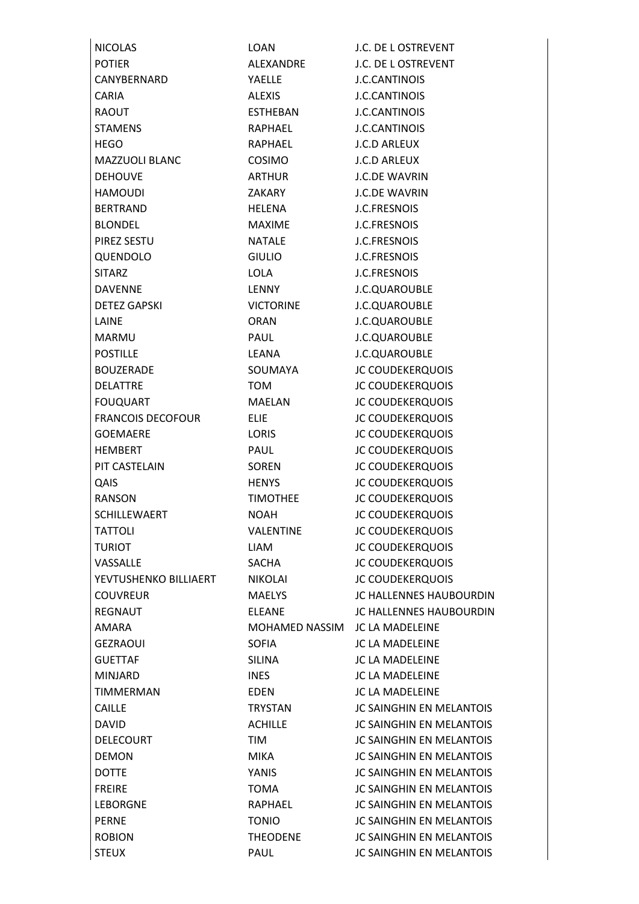| | | |
|---|---|---|
| NICOLAS | LOAN | J.C. DE L OSTREVENT |
| POTIER | ALEXANDRE | J.C. DE L OSTREVENT |
| CANYBERNARD | YAELLE | J.C.CANTINOIS |
| CARIA | ALEXIS | J.C.CANTINOIS |
| RAOUT | ESTHEBAN | J.C.CANTINOIS |
| STAMENS | RAPHAEL | J.C.CANTINOIS |
| HEGO | RAPHAEL | J.C.D ARLEUX |
| MAZZUOLI BLANC | COSIMO | J.C.D ARLEUX |
| DEHOUVE | ARTHUR | J.C.DE WAVRIN |
| HAMOUDI | ZAKARY | J.C.DE WAVRIN |
| BERTRAND | HELENA | J.C.FRESNOIS |
| BLONDEL | MAXIME | J.C.FRESNOIS |
| PIREZ SESTU | NATALE | J.C.FRESNOIS |
| QUENDOLO | GIULIO | J.C.FRESNOIS |
| SITARZ | LOLA | J.C.FRESNOIS |
| DAVENNE | LENNY | J.C.QUAROUBLE |
| DETEZ GAPSKI | VICTORINE | J.C.QUAROUBLE |
| LAINE | ORAN | J.C.QUAROUBLE |
| MARMU | PAUL | J.C.QUAROUBLE |
| POSTILLE | LEANA | J.C.QUAROUBLE |
| BOUZERADE | SOUMAYA | JC COUDEKERQUOIS |
| DELATTRE | TOM | JC COUDEKERQUOIS |
| FOUQUART | MAELAN | JC COUDEKERQUOIS |
| FRANCOIS DECOFOUR | ELIE | JC COUDEKERQUOIS |
| GOEMAERE | LORIS | JC COUDEKERQUOIS |
| HEMBERT | PAUL | JC COUDEKERQUOIS |
| PIT CASTELAIN | SOREN | JC COUDEKERQUOIS |
| QAIS | HENYS | JC COUDEKERQUOIS |
| RANSON | TIMOTHEE | JC COUDEKERQUOIS |
| SCHILLEWAERT | NOAH | JC COUDEKERQUOIS |
| TATTOLI | VALENTINE | JC COUDEKERQUOIS |
| TURIOT | LIAM | JC COUDEKERQUOIS |
| VASSALLE | SACHA | JC COUDEKERQUOIS |
| YEVTUSHENKO BILLIAERT | NIKOLAI | JC COUDEKERQUOIS |
| COUVREUR | MAELYS | JC HALLENNES HAUBOURDIN |
| REGNAUT | ELEANE | JC HALLENNES HAUBOURDIN |
| AMARA | MOHAMED NASSIM | JC LA MADELEINE |
| GEZRAOUI | SOFIA | JC LA MADELEINE |
| GUETTAF | SILINA | JC LA MADELEINE |
| MINJARD | INES | JC LA MADELEINE |
| TIMMERMAN | EDEN | JC LA MADELEINE |
| CAILLE | TRYSTAN | JC SAINGHIN EN MELANTOIS |
| DAVID | ACHILLE | JC SAINGHIN EN MELANTOIS |
| DELECOURT | TIM | JC SAINGHIN EN MELANTOIS |
| DEMON | MIKA | JC SAINGHIN EN MELANTOIS |
| DOTTE | YANIS | JC SAINGHIN EN MELANTOIS |
| FREIRE | TOMA | JC SAINGHIN EN MELANTOIS |
| LEBORGNE | RAPHAEL | JC SAINGHIN EN MELANTOIS |
| PERNE | TONIO | JC SAINGHIN EN MELANTOIS |
| ROBION | THEODENE | JC SAINGHIN EN MELANTOIS |
| STEUX | PAUL | JC SAINGHIN EN MELANTOIS |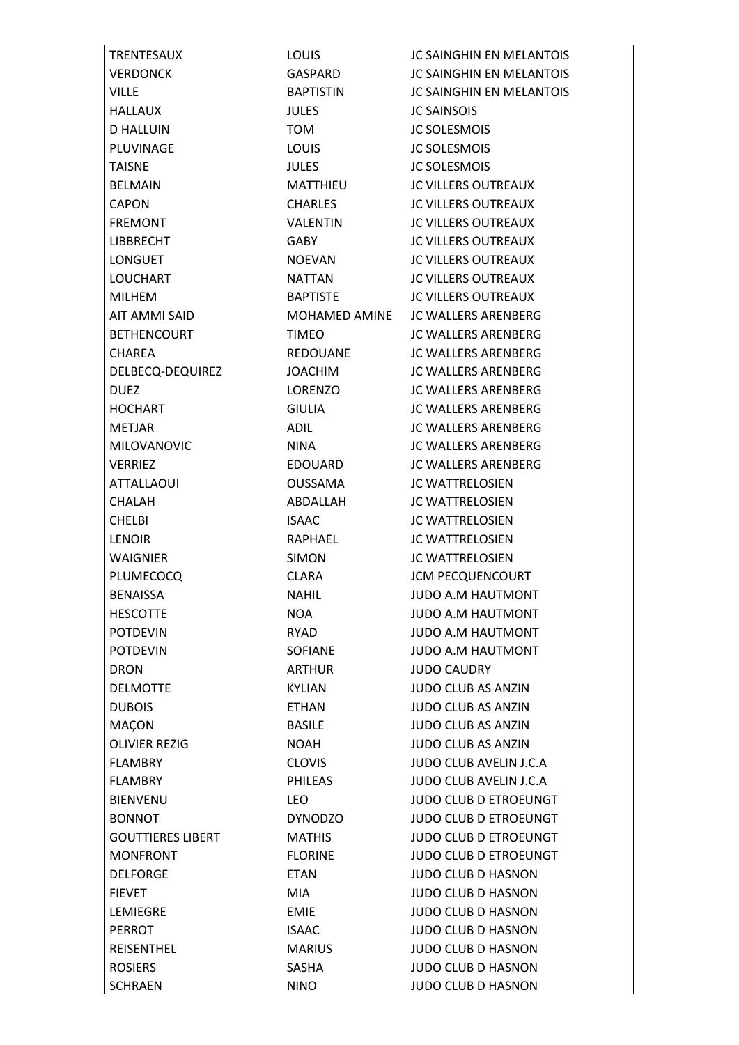| | | |
|---|---|---|
| TRENTESAUX | LOUIS | JC SAINGHIN EN MELANTOIS |
| VERDONCK | GASPARD | JC SAINGHIN EN MELANTOIS |
| VILLE | BAPTISTIN | JC SAINGHIN EN MELANTOIS |
| HALLAUX | JULES | JC SAINSOIS |
| D HALLUIN | TOM | JC SOLESMOIS |
| PLUVINAGE | LOUIS | JC SOLESMOIS |
| TAISNE | JULES | JC SOLESMOIS |
| BELMAIN | MATTHIEU | JC VILLERS OUTREAUX |
| CAPON | CHARLES | JC VILLERS OUTREAUX |
| FREMONT | VALENTIN | JC VILLERS OUTREAUX |
| LIBBRECHT | GABY | JC VILLERS OUTREAUX |
| LONGUET | NOEVAN | JC VILLERS OUTREAUX |
| LOUCHART | NATTAN | JC VILLERS OUTREAUX |
| MILHEM | BAPTISTE | JC VILLERS OUTREAUX |
| AIT AMMI SAID | MOHAMED AMINE | JC WALLERS ARENBERG |
| BETHENCOURT | TIMEO | JC WALLERS ARENBERG |
| CHAREA | REDOUANE | JC WALLERS ARENBERG |
| DELBECQ-DEQUIREZ | JOACHIM | JC WALLERS ARENBERG |
| DUEZ | LORENZO | JC WALLERS ARENBERG |
| HOCHART | GIULIA | JC WALLERS ARENBERG |
| METJAR | ADIL | JC WALLERS ARENBERG |
| MILOVANOVIC | NINA | JC WALLERS ARENBERG |
| VERRIEZ | EDOUARD | JC WALLERS ARENBERG |
| ATTALLAOUI | OUSSAMA | JC WATTRELOSIEN |
| CHALAH | ABDALLAH | JC WATTRELOSIEN |
| CHELBI | ISAAC | JC WATTRELOSIEN |
| LENOIR | RAPHAEL | JC WATTRELOSIEN |
| WAIGNIER | SIMON | JC WATTRELOSIEN |
| PLUMECOCQ | CLARA | JCM PECQUENCOURT |
| BENAISSA | NAHIL | JUDO A.M HAUTMONT |
| HESCOTTE | NOA | JUDO A.M HAUTMONT |
| POTDEVIN | RYAD | JUDO A.M HAUTMONT |
| POTDEVIN | SOFIANE | JUDO A.M HAUTMONT |
| DRON | ARTHUR | JUDO CAUDRY |
| DELMOTTE | KYLIAN | JUDO CLUB AS ANZIN |
| DUBOIS | ETHAN | JUDO CLUB AS ANZIN |
| MAÇON | BASILE | JUDO CLUB AS ANZIN |
| OLIVIER REZIG | NOAH | JUDO CLUB AS ANZIN |
| FLAMBRY | CLOVIS | JUDO CLUB AVELIN J.C.A |
| FLAMBRY | PHILEAS | JUDO CLUB AVELIN J.C.A |
| BIENVENU | LEO | JUDO CLUB D ETROEUNGT |
| BONNOT | DYNODZO | JUDO CLUB D ETROEUNGT |
| GOUTTIERES LIBERT | MATHIS | JUDO CLUB D ETROEUNGT |
| MONFRONT | FLORINE | JUDO CLUB D ETROEUNGT |
| DELFORGE | ETAN | JUDO CLUB D HASNON |
| FIEVET | MIA | JUDO CLUB D HASNON |
| LEMIEGRE | EMIE | JUDO CLUB D HASNON |
| PERROT | ISAAC | JUDO CLUB D HASNON |
| REISENTHEL | MARIUS | JUDO CLUB D HASNON |
| ROSIERS | SASHA | JUDO CLUB D HASNON |
| SCHRAEN | NINO | JUDO CLUB D HASNON |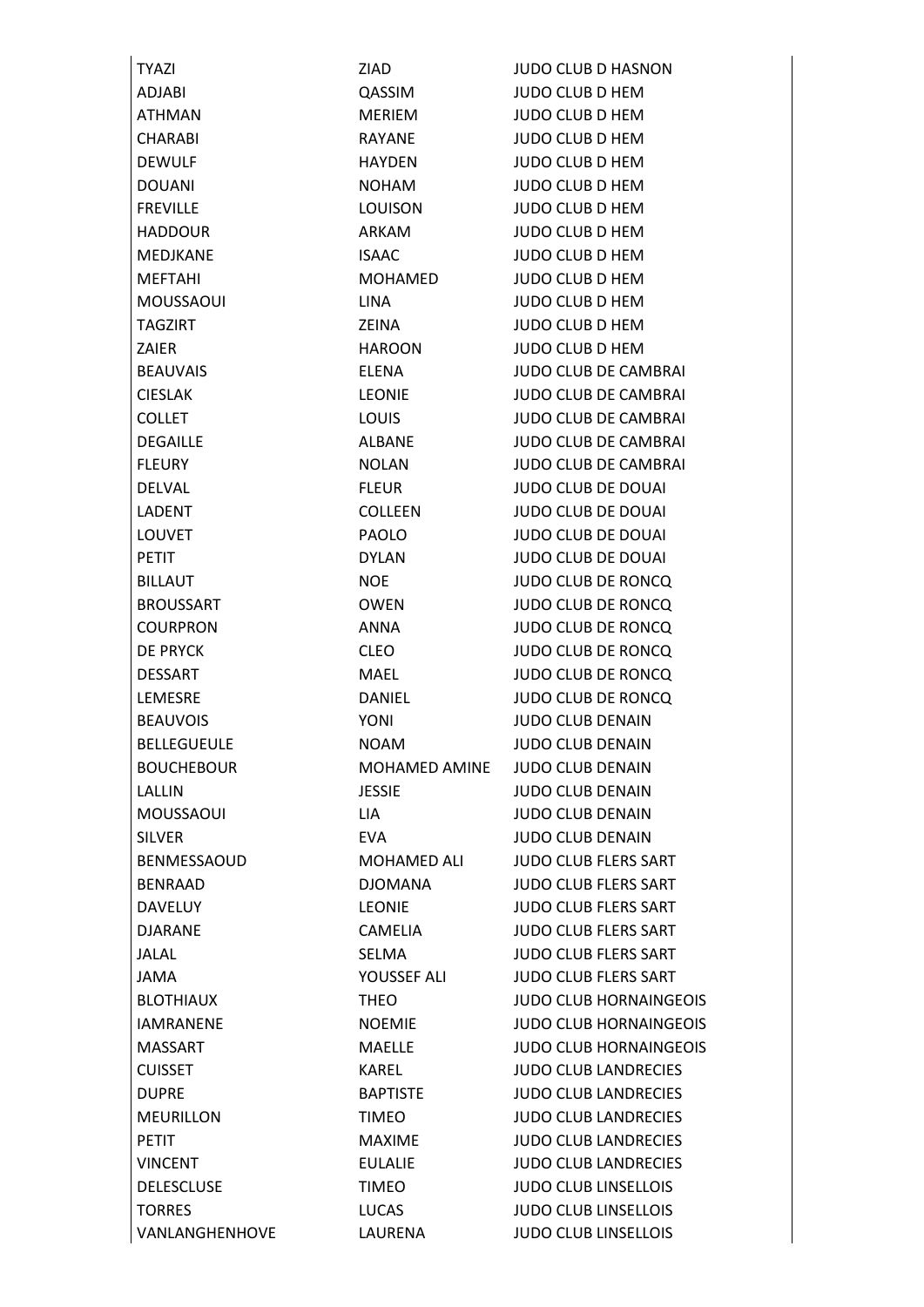| | | |
|---|---|---|
| TYAZI | ZIAD | JUDO CLUB D HASNON |
| ADJABI | QASSIM | JUDO CLUB D HEM |
| ATHMAN | MERIEM | JUDO CLUB D HEM |
| CHARABI | RAYANE | JUDO CLUB D HEM |
| DEWULF | HAYDEN | JUDO CLUB D HEM |
| DOUANI | NOHAM | JUDO CLUB D HEM |
| FREVILLE | LOUISON | JUDO CLUB D HEM |
| HADDOUR | ARKAM | JUDO CLUB D HEM |
| MEDJKANE | ISAAC | JUDO CLUB D HEM |
| MEFTAHI | MOHAMED | JUDO CLUB D HEM |
| MOUSSAOUI | LINA | JUDO CLUB D HEM |
| TAGZIRT | ZEINA | JUDO CLUB D HEM |
| ZAIER | HAROON | JUDO CLUB D HEM |
| BEAUVAIS | ELENA | JUDO CLUB DE CAMBRAI |
| CIESLAK | LEONIE | JUDO CLUB DE CAMBRAI |
| COLLET | LOUIS | JUDO CLUB DE CAMBRAI |
| DEGAILLE | ALBANE | JUDO CLUB DE CAMBRAI |
| FLEURY | NOLAN | JUDO CLUB DE CAMBRAI |
| DELVAL | FLEUR | JUDO CLUB DE DOUAI |
| LADENT | COLLEEN | JUDO CLUB DE DOUAI |
| LOUVET | PAOLO | JUDO CLUB DE DOUAI |
| PETIT | DYLAN | JUDO CLUB DE DOUAI |
| BILLAUT | NOE | JUDO CLUB DE RONCQ |
| BROUSSART | OWEN | JUDO CLUB DE RONCQ |
| COURPRON | ANNA | JUDO CLUB DE RONCQ |
| DE PRYCK | CLEO | JUDO CLUB DE RONCQ |
| DESSART | MAEL | JUDO CLUB DE RONCQ |
| LEMESRE | DANIEL | JUDO CLUB DE RONCQ |
| BEAUVOIS | YONI | JUDO CLUB DENAIN |
| BELLEGUEULE | NOAM | JUDO CLUB DENAIN |
| BOUCHEBOUR | MOHAMED AMINE | JUDO CLUB DENAIN |
| LALLIN | JESSIE | JUDO CLUB DENAIN |
| MOUSSAOUI | LIA | JUDO CLUB DENAIN |
| SILVER | EVA | JUDO CLUB DENAIN |
| BENMESSAOUD | MOHAMED ALI | JUDO CLUB FLERS SART |
| BENRAAD | DJOMANA | JUDO CLUB FLERS SART |
| DAVELUY | LEONIE | JUDO CLUB FLERS SART |
| DJARANE | CAMELIA | JUDO CLUB FLERS SART |
| JALAL | SELMA | JUDO CLUB FLERS SART |
| JAMA | YOUSSEF ALI | JUDO CLUB FLERS SART |
| BLOTHIAUX | THEO | JUDO CLUB HORNAINGEOIS |
| IAMRANENE | NOEMIE | JUDO CLUB HORNAINGEOIS |
| MASSART | MAELLE | JUDO CLUB HORNAINGEOIS |
| CUISSET | KAREL | JUDO CLUB LANDRECIES |
| DUPRE | BAPTISTE | JUDO CLUB LANDRECIES |
| MEURILLON | TIMEO | JUDO CLUB LANDRECIES |
| PETIT | MAXIME | JUDO CLUB LANDRECIES |
| VINCENT | EULALIE | JUDO CLUB LANDRECIES |
| DELESCLUSE | TIMEO | JUDO CLUB LINSELLOIS |
| TORRES | LUCAS | JUDO CLUB LINSELLOIS |
| VANLANGHENHOVE | LAURENA | JUDO CLUB LINSELLOIS |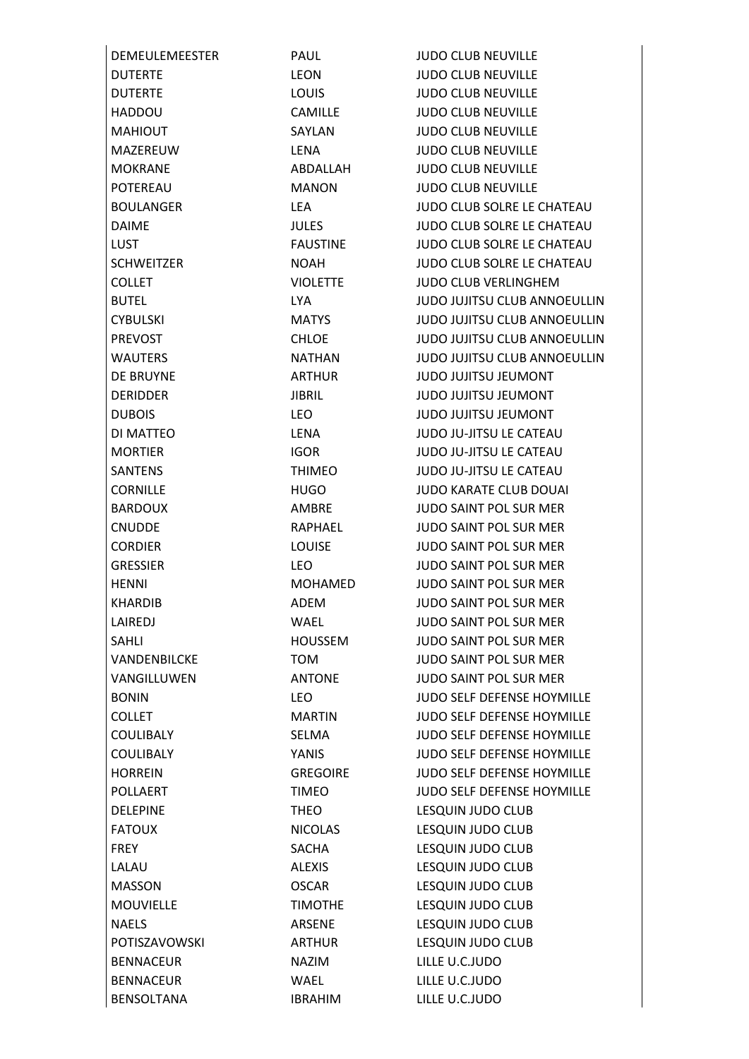| | | |
|---|---|---|
| DEMEULEMEESTER | PAUL | JUDO CLUB NEUVILLE |
| DUTERTE | LEON | JUDO CLUB NEUVILLE |
| DUTERTE | LOUIS | JUDO CLUB NEUVILLE |
| HADDOU | CAMILLE | JUDO CLUB NEUVILLE |
| MAHIOUT | SAYLAN | JUDO CLUB NEUVILLE |
| MAZEREUW | LENA | JUDO CLUB NEUVILLE |
| MOKRANE | ABDALLAH | JUDO CLUB NEUVILLE |
| POTEREAU | MANON | JUDO CLUB NEUVILLE |
| BOULANGER | LEA | JUDO CLUB SOLRE LE CHATEAU |
| DAIME | JULES | JUDO CLUB SOLRE LE CHATEAU |
| LUST | FAUSTINE | JUDO CLUB SOLRE LE CHATEAU |
| SCHWEITZER | NOAH | JUDO CLUB SOLRE LE CHATEAU |
| COLLET | VIOLETTE | JUDO CLUB VERLINGHEM |
| BUTEL | LYA | JUDO JUJITSU CLUB ANNOEULLIN |
| CYBULSKI | MATYS | JUDO JUJITSU CLUB ANNOEULLIN |
| PREVOST | CHLOE | JUDO JUJITSU CLUB ANNOEULLIN |
| WAUTERS | NATHAN | JUDO JUJITSU CLUB ANNOEULLIN |
| DE BRUYNE | ARTHUR | JUDO JUJITSU JEUMONT |
| DERIDDER | JIBRIL | JUDO JUJITSU JEUMONT |
| DUBOIS | LEO | JUDO JUJITSU JEUMONT |
| DI MATTEO | LENA | JUDO JU-JITSU LE CATEAU |
| MORTIER | IGOR | JUDO JU-JITSU LE CATEAU |
| SANTENS | THIMEO | JUDO JU-JITSU LE CATEAU |
| CORNILLE | HUGO | JUDO KARATE CLUB DOUAI |
| BARDOUX | AMBRE | JUDO SAINT POL SUR MER |
| CNUDDE | RAPHAEL | JUDO SAINT POL SUR MER |
| CORDIER | LOUISE | JUDO SAINT POL SUR MER |
| GRESSIER | LEO | JUDO SAINT POL SUR MER |
| HENNI | MOHAMED | JUDO SAINT POL SUR MER |
| KHARDIB | ADEM | JUDO SAINT POL SUR MER |
| LAIREDJ | WAEL | JUDO SAINT POL SUR MER |
| SAHLI | HOUSSEM | JUDO SAINT POL SUR MER |
| VANDENBILCKE | TOM | JUDO SAINT POL SUR MER |
| VANGILLUWEN | ANTONE | JUDO SAINT POL SUR MER |
| BONIN | LEO | JUDO SELF DEFENSE HOYMILLE |
| COLLET | MARTIN | JUDO SELF DEFENSE HOYMILLE |
| COULIBALY | SELMA | JUDO SELF DEFENSE HOYMILLE |
| COULIBALY | YANIS | JUDO SELF DEFENSE HOYMILLE |
| HORREIN | GREGOIRE | JUDO SELF DEFENSE HOYMILLE |
| POLLAERT | TIMEO | JUDO SELF DEFENSE HOYMILLE |
| DELEPINE | THEO | LESQUIN JUDO CLUB |
| FATOUX | NICOLAS | LESQUIN JUDO CLUB |
| FREY | SACHA | LESQUIN JUDO CLUB |
| LALAU | ALEXIS | LESQUIN JUDO CLUB |
| MASSON | OSCAR | LESQUIN JUDO CLUB |
| MOUVIELLE | TIMOTHE | LESQUIN JUDO CLUB |
| NAELS | ARSENE | LESQUIN JUDO CLUB |
| POTISZAVOWSKI | ARTHUR | LESQUIN JUDO CLUB |
| BENNACEUR | NAZIM | LILLE U.C.JUDO |
| BENNACEUR | WAEL | LILLE U.C.JUDO |
| BENSOLTANA | IBRAHIM | LILLE U.C.JUDO |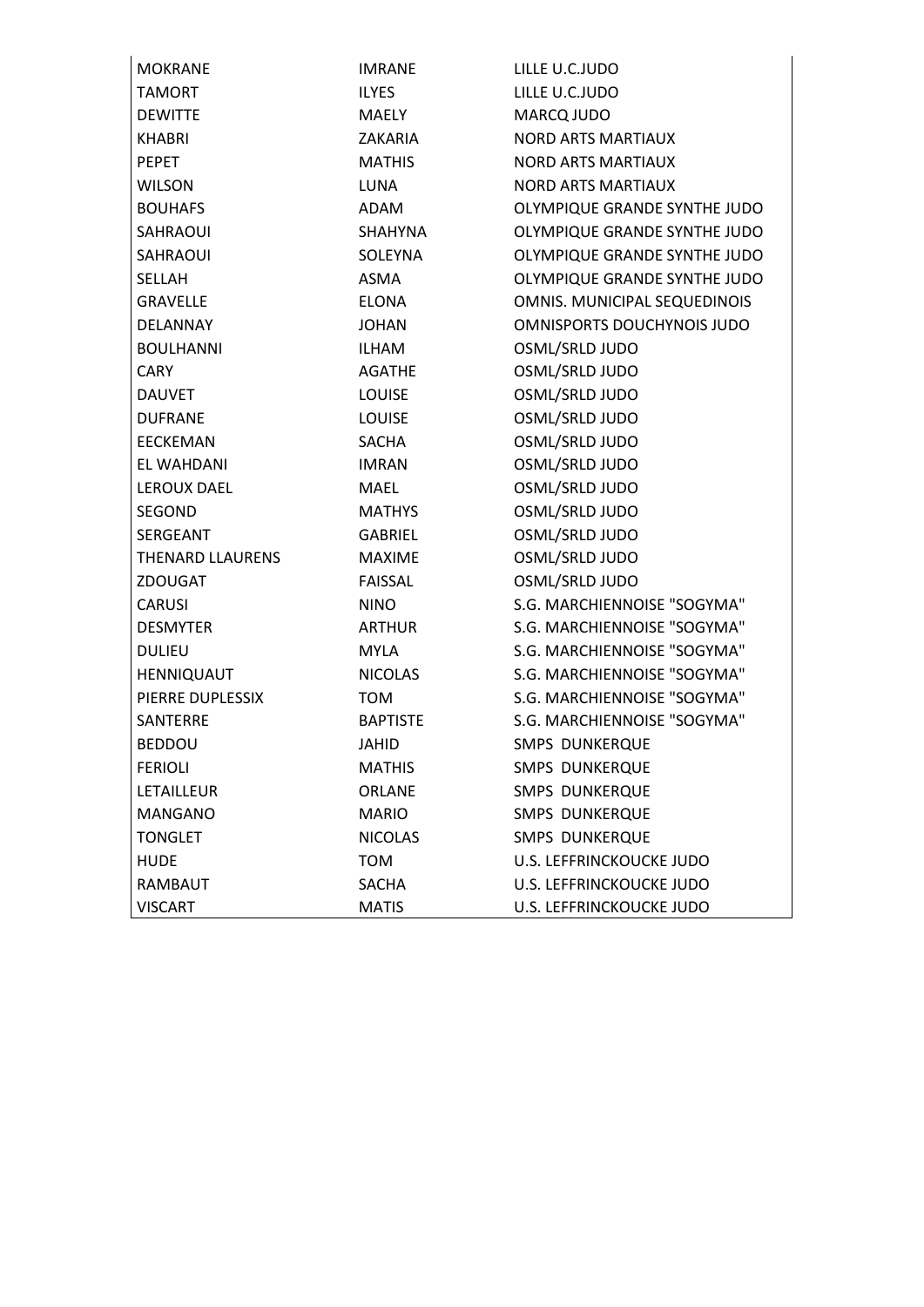| | | |
|---|---|---|
| MOKRANE | IMRANE | LILLE U.C.JUDO |
| TAMORT | ILYES | LILLE U.C.JUDO |
| DEWITTE | MAELY | MARCQ JUDO |
| KHABRI | ZAKARIA | NORD ARTS MARTIAUX |
| PEPET | MATHIS | NORD ARTS MARTIAUX |
| WILSON | LUNA | NORD ARTS MARTIAUX |
| BOUHAFS | ADAM | OLYMPIQUE GRANDE SYNTHE JUDO |
| SAHRAOUI | SHAHYNA | OLYMPIQUE GRANDE SYNTHE JUDO |
| SAHRAOUI | SOLEYNA | OLYMPIQUE GRANDE SYNTHE JUDO |
| SELLAH | ASMA | OLYMPIQUE GRANDE SYNTHE JUDO |
| GRAVELLE | ELONA | OMNIS. MUNICIPAL SEQUEDINOIS |
| DELANNAY | JOHAN | OMNISPORTS DOUCHYNOIS JUDO |
| BOULHANNI | ILHAM | OSML/SRLD JUDO |
| CARY | AGATHE | OSML/SRLD JUDO |
| DAUVET | LOUISE | OSML/SRLD JUDO |
| DUFRANE | LOUISE | OSML/SRLD JUDO |
| EECKEMAN | SACHA | OSML/SRLD JUDO |
| EL WAHDANI | IMRAN | OSML/SRLD JUDO |
| LEROUX DAEL | MAEL | OSML/SRLD JUDO |
| SEGOND | MATHYS | OSML/SRLD JUDO |
| SERGEANT | GABRIEL | OSML/SRLD JUDO |
| THENARD LLAURENS | MAXIME | OSML/SRLD JUDO |
| ZDOUGAT | FAISSAL | OSML/SRLD JUDO |
| CARUSI | NINO | S.G. MARCHIENNOISE "SOGYMA" |
| DESMYTER | ARTHUR | S.G. MARCHIENNOISE "SOGYMA" |
| DULIEU | MYLA | S.G. MARCHIENNOISE "SOGYMA" |
| HENNIQUAUT | NICOLAS | S.G. MARCHIENNOISE "SOGYMA" |
| PIERRE DUPLESSIX | TOM | S.G. MARCHIENNOISE "SOGYMA" |
| SANTERRE | BAPTISTE | S.G. MARCHIENNOISE "SOGYMA" |
| BEDDOU | JAHID | SMPS DUNKERQUE |
| FERIOLI | MATHIS | SMPS DUNKERQUE |
| LETAILLEUR | ORLANE | SMPS DUNKERQUE |
| MANGANO | MARIO | SMPS DUNKERQUE |
| TONGLET | NICOLAS | SMPS DUNKERQUE |
| HUDE | TOM | U.S. LEFFRINCKOUCKE JUDO |
| RAMBAUT | SACHA | U.S. LEFFRINCKOUCKE JUDO |
| VISCART | MATIS | U.S. LEFFRINCKOUCKE JUDO |